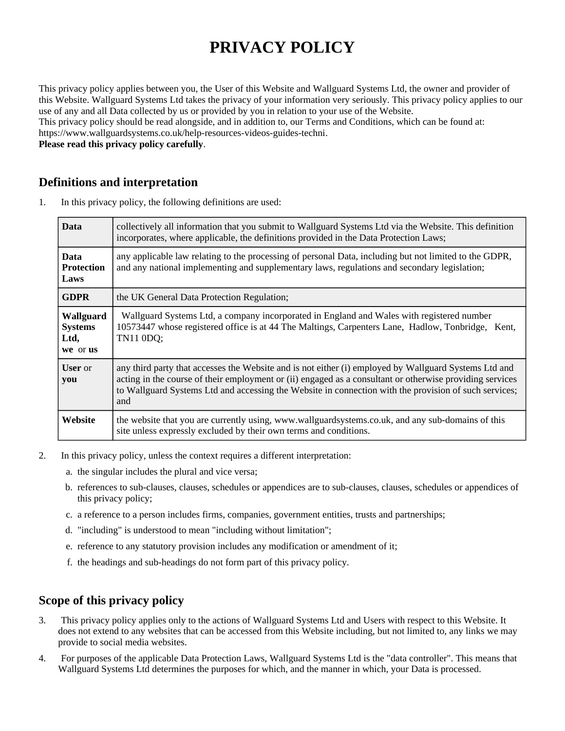# PRIVACY POLICY

This privacy policy applies between you, the User of this Website and Wallguard Systems Ltd, the owner and provider of this Website. Wallguard Systems Ltd takes the privacy of your information very seriously. This privacy policy applies to our use of any and all Data collected by us or provided by you in relation to your use of the Website.
This privacy policy should be read alongside, and in addition to, our Terms and Conditions, which can be found at: https://www.wallguardsystems.co.uk/help-resources-videos-guides-techni.
**Please read this privacy policy carefully**.

## Definitions and interpretation

1. In this privacy policy, the following definitions are used:

| | |
|---|---|
| **Data** | collectively all information that you submit to Wallguard Systems Ltd via the Website. This definition incorporates, where applicable, the definitions provided in the Data Protection Laws; |
| **Data Protection Laws** | any applicable law relating to the processing of personal Data, including but not limited to the GDPR, and any national implementing and supplementary laws, regulations and secondary legislation; |
| **GDPR** | the UK General Data Protection Regulation; |
| **Wallguard Systems Ltd, we** or **us** | Wallguard Systems Ltd, a company incorporated in England and Wales with registered number 10573447 whose registered office is at 44 The Maltings, Carpenters Lane, Hadlow, Tonbridge, Kent, TN11 0DQ; |
| **User** or **you** | any third party that accesses the Website and is not either (i) employed by Wallguard Systems Ltd and acting in the course of their employment or (ii) engaged as a consultant or otherwise providing services to Wallguard Systems Ltd and accessing the Website in connection with the provision of such services; and |
| **Website** | the website that you are currently using, www.wallguardsystems.co.uk, and any sub-domains of this site unless expressly excluded by their own terms and conditions. |

2. In this privacy policy, unless the context requires a different interpretation:
   a. the singular includes the plural and vice versa;
   b. references to sub-clauses, clauses, schedules or appendices are to sub-clauses, clauses, schedules or appendices of this privacy policy;
   c. a reference to a person includes firms, companies, government entities, trusts and partnerships;
   d. "including" is understood to mean "including without limitation";
   e. reference to any statutory provision includes any modification or amendment of it;
   f. the headings and sub-headings do not form part of this privacy policy.

## Scope of this privacy policy

3. This privacy policy applies only to the actions of Wallguard Systems Ltd and Users with respect to this Website. It does not extend to any websites that can be accessed from this Website including, but not limited to, any links we may provide to social media websites.
4. For purposes of the applicable Data Protection Laws, Wallguard Systems Ltd is the "data controller". This means that Wallguard Systems Ltd determines the purposes for which, and the manner in which, your Data is processed.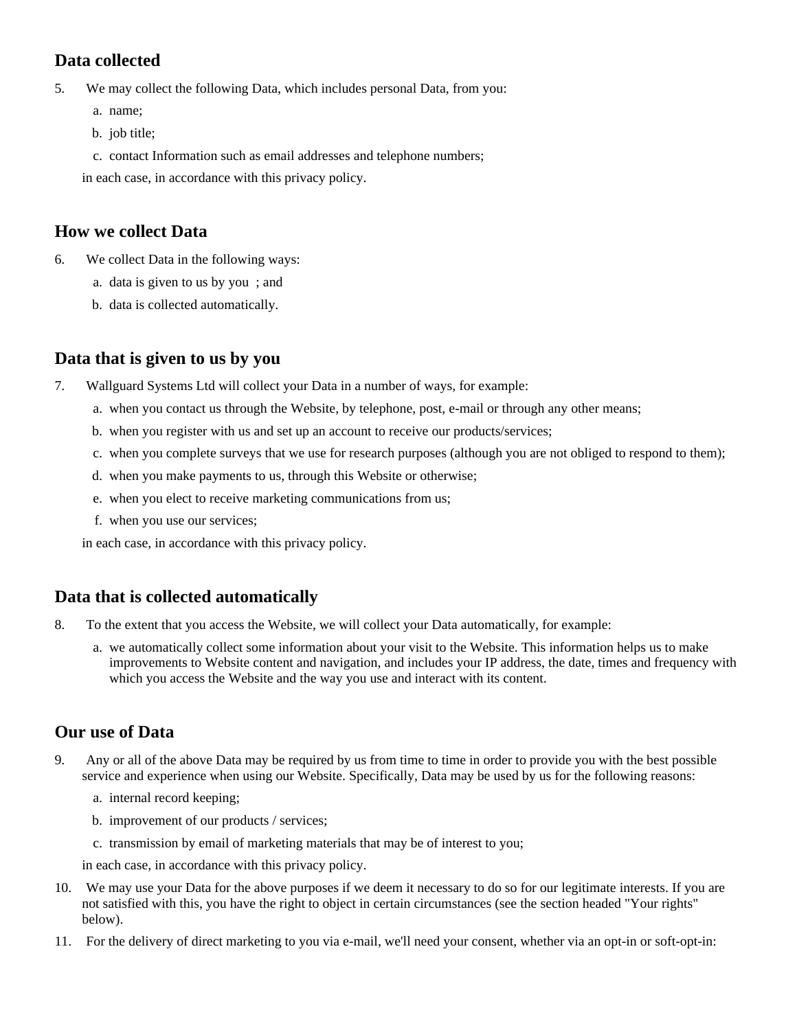## Data collected

5. We may collect the following Data, which includes personal Data, from you:
   a. name;
   b. job title;
   c. contact Information such as email addresses and telephone numbers;

   in each case, in accordance with this privacy policy.

## How we collect Data

6. We collect Data in the following ways:
   a. data is given to us by you ; and
   b. data is collected automatically.

## Data that is given to us by you

7. Wallguard Systems Ltd will collect your Data in a number of ways, for example:
   a. when you contact us through the Website, by telephone, post, e-mail or through any other means;
   b. when you register with us and set up an account to receive our products/services;
   c. when you complete surveys that we use for research purposes (although you are not obliged to respond to them);
   d. when you make payments to us, through this Website or otherwise;
   e. when you elect to receive marketing communications from us;
   f. when you use our services;

   in each case, in accordance with this privacy policy.

## Data that is collected automatically

8. To the extent that you access the Website, we will collect your Data automatically, for example:
   a. we automatically collect some information about your visit to the Website. This information helps us to make improvements to Website content and navigation, and includes your IP address, the date, times and frequency with which you access the Website and the way you use and interact with its content.

## Our use of Data

9. Any or all of the above Data may be required by us from time to time in order to provide you with the best possible service and experience when using our Website. Specifically, Data may be used by us for the following reasons:
   a. internal record keeping;
   b. improvement of our products / services;
   c. transmission by email of marketing materials that may be of interest to you;

   in each case, in accordance with this privacy policy.

10. We may use your Data for the above purposes if we deem it necessary to do so for our legitimate interests. If you are not satisfied with this, you have the right to object in certain circumstances (see the section headed "Your rights" below).

11. For the delivery of direct marketing to you via e-mail, we'll need your consent, whether via an opt-in or soft-opt-in: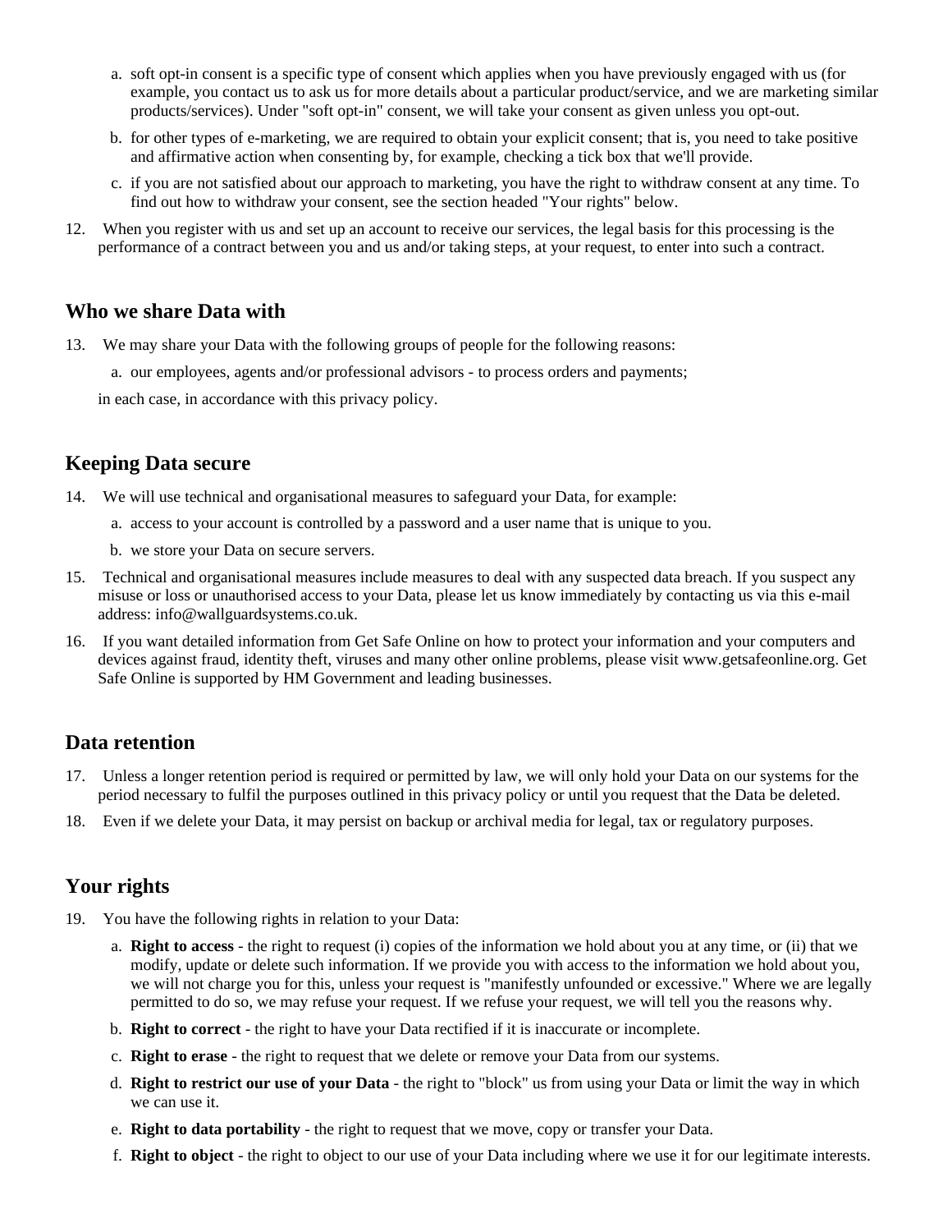a. soft opt-in consent is a specific type of consent which applies when you have previously engaged with us (for example, you contact us to ask us for more details about a particular product/service, and we are marketing similar products/services). Under "soft opt-in" consent, we will take your consent as given unless you opt-out.

b. for other types of e-marketing, we are required to obtain your explicit consent; that is, you need to take positive and affirmative action when consenting by, for example, checking a tick box that we'll provide.

c. if you are not satisfied about our approach to marketing, you have the right to withdraw consent at any time. To find out how to withdraw your consent, see the section headed "Your rights" below.

12. When you register with us and set up an account to receive our services, the legal basis for this processing is the performance of a contract between you and us and/or taking steps, at your request, to enter into such a contract.

## Who we share Data with

13. We may share your Data with the following groups of people for the following reasons:

    a. our employees, agents and/or professional advisors - to process orders and payments;

    in each case, in accordance with this privacy policy.

## Keeping Data secure

14. We will use technical and organisational measures to safeguard your Data, for example:

    a. access to your account is controlled by a password and a user name that is unique to you.

    b. we store your Data on secure servers.

15. Technical and organisational measures include measures to deal with any suspected data breach. If you suspect any misuse or loss or unauthorised access to your Data, please let us know immediately by contacting us via this e-mail address: info@wallguardsystems.co.uk.

16. If you want detailed information from Get Safe Online on how to protect your information and your computers and devices against fraud, identity theft, viruses and many other online problems, please visit www.getsafeonline.org. Get Safe Online is supported by HM Government and leading businesses.

## Data retention

17. Unless a longer retention period is required or permitted by law, we will only hold your Data on our systems for the period necessary to fulfil the purposes outlined in this privacy policy or until you request that the Data be deleted.

18. Even if we delete your Data, it may persist on backup or archival media for legal, tax or regulatory purposes.

## Your rights

19. You have the following rights in relation to your Data:

    a. **Right to access** - the right to request (i) copies of the information we hold about you at any time, or (ii) that we modify, update or delete such information. If we provide you with access to the information we hold about you, we will not charge you for this, unless your request is "manifestly unfounded or excessive." Where we are legally permitted to do so, we may refuse your request. If we refuse your request, we will tell you the reasons why.

    b. **Right to correct** - the right to have your Data rectified if it is inaccurate or incomplete.

    c. **Right to erase** - the right to request that we delete or remove your Data from our systems.

    d. **Right to restrict our use of your Data** - the right to "block" us from using your Data or limit the way in which we can use it.

    e. **Right to data portability** - the right to request that we move, copy or transfer your Data.

    f. **Right to object** - the right to object to our use of your Data including where we use it for our legitimate interests.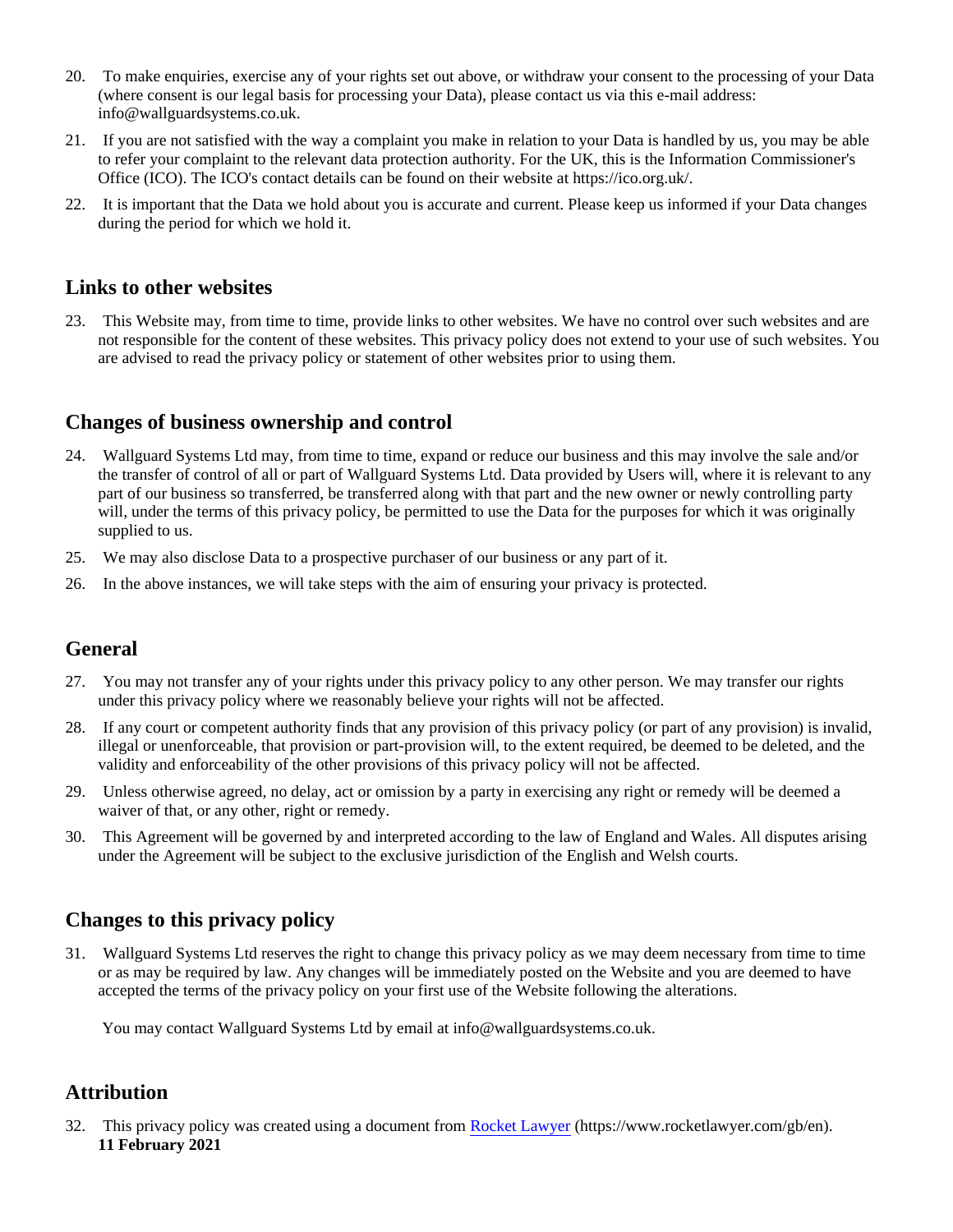20. To make enquiries, exercise any of your rights set out above, or withdraw your consent to the processing of your Data (where consent is our legal basis for processing your Data), please contact us via this e-mail address: info@wallguardsystems.co.uk.
21. If you are not satisfied with the way a complaint you make in relation to your Data is handled by us, you may be able to refer your complaint to the relevant data protection authority. For the UK, this is the Information Commissioner's Office (ICO). The ICO's contact details can be found on their website at https://ico.org.uk/.
22. It is important that the Data we hold about you is accurate and current. Please keep us informed if your Data changes during the period for which we hold it.

## Links to other websites

23. This Website may, from time to time, provide links to other websites. We have no control over such websites and are not responsible for the content of these websites. This privacy policy does not extend to your use of such websites. You are advised to read the privacy policy or statement of other websites prior to using them.

## Changes of business ownership and control

24. Wallguard Systems Ltd may, from time to time, expand or reduce our business and this may involve the sale and/or the transfer of control of all or part of Wallguard Systems Ltd. Data provided by Users will, where it is relevant to any part of our business so transferred, be transferred along with that part and the new owner or newly controlling party will, under the terms of this privacy policy, be permitted to use the Data for the purposes for which it was originally supplied to us.
25. We may also disclose Data to a prospective purchaser of our business or any part of it.
26. In the above instances, we will take steps with the aim of ensuring your privacy is protected.

## General

27. You may not transfer any of your rights under this privacy policy to any other person. We may transfer our rights under this privacy policy where we reasonably believe your rights will not be affected.
28. If any court or competent authority finds that any provision of this privacy policy (or part of any provision) is invalid, illegal or unenforceable, that provision or part-provision will, to the extent required, be deemed to be deleted, and the validity and enforceability of the other provisions of this privacy policy will not be affected.
29. Unless otherwise agreed, no delay, act or omission by a party in exercising any right or remedy will be deemed a waiver of that, or any other, right or remedy.
30. This Agreement will be governed by and interpreted according to the law of England and Wales. All disputes arising under the Agreement will be subject to the exclusive jurisdiction of the English and Welsh courts.

## Changes to this privacy policy

31. Wallguard Systems Ltd reserves the right to change this privacy policy as we may deem necessary from time to time or as may be required by law. Any changes will be immediately posted on the Website and you are deemed to have accepted the terms of the privacy policy on your first use of the Website following the alterations.

You may contact Wallguard Systems Ltd by email at info@wallguardsystems.co.uk.

## Attribution

32. This privacy policy was created using a document from [Rocket Lawyer](https://www.rocketlawyer.com/gb/en) (https://www.rocketlawyer.com/gb/en).
**11 February 2021**